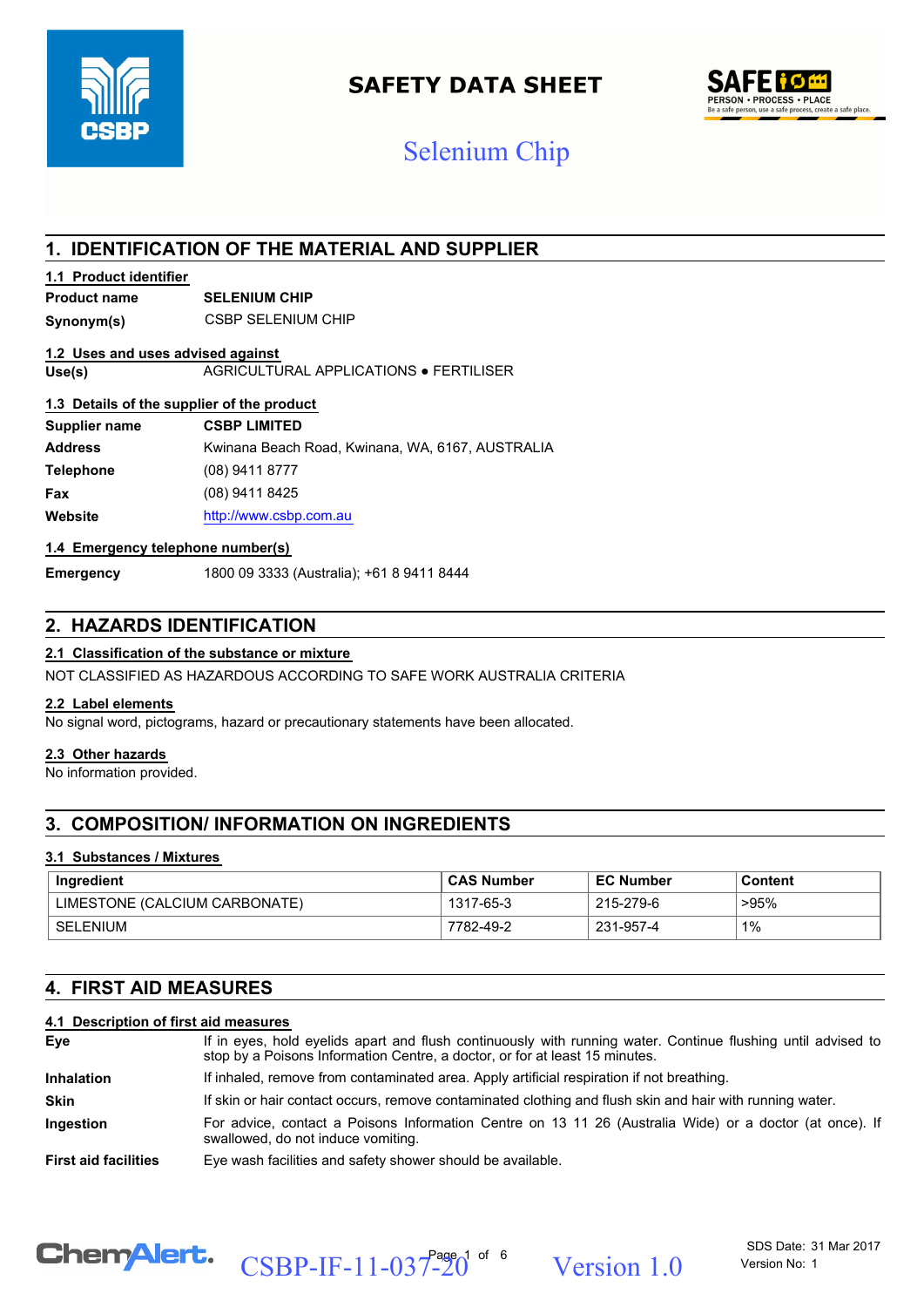# SAFETY DATA SHEET

## Selenium Chip

## 1. IDENTIFICATION OF THE MATERIAL AND SUPPLIER

### 1.1 Product identifier

| | |
|---|---|
| **Product name** | **SELENIUM CHIP** |
| **Synonym(s)** | CSBP SELENIUM CHIP |

### 1.2 Uses and uses advised against

| | |
|---|---|
| **Use(s)** | AGRICULTURAL APPLICATIONS ● FERTILISER |

### 1.3 Details of the supplier of the product

| | |
|---|---|
| **Supplier name** | **CSBP LIMITED** |
| **Address** | Kwinana Beach Road, Kwinana, WA, 6167, AUSTRALIA |
| **Telephone** | (08) 9411 8777 |
| **Fax** | (08) 9411 8425 |
| **Website** | http://www.csbp.com.au |

### 1.4 Emergency telephone number(s)

| | |
|---|---|
| **Emergency** | 1800 09 3333 (Australia); +61 8 9411 8444 |

## 2. HAZARDS IDENTIFICATION

### 2.1 Classification of the substance or mixture

NOT CLASSIFIED AS HAZARDOUS ACCORDING TO SAFE WORK AUSTRALIA CRITERIA

### 2.2 Label elements

No signal word, pictograms, hazard or precautionary statements have been allocated.

### 2.3 Other hazards

No information provided.

## 3. COMPOSITION/ INFORMATION ON INGREDIENTS

### 3.1 Substances / Mixtures

| Ingredient | CAS Number | EC Number | Content |
|---|---|---|---|
| LIMESTONE (CALCIUM CARBONATE) | 1317-65-3 | 215-279-6 | >95% |
| SELENIUM | 7782-49-2 | 231-957-4 | 1% |

## 4. FIRST AID MEASURES

### 4.1 Description of first aid measures

| | |
|---|---|
| **Eye** | If in eyes, hold eyelids apart and flush continuously with running water. Continue flushing until advised to stop by a Poisons Information Centre, a doctor, or for at least 15 minutes. |
| **Inhalation** | If inhaled, remove from contaminated area. Apply artificial respiration if not breathing. |
| **Skin** | If skin or hair contact occurs, remove contaminated clothing and flush skin and hair with running water. |
| **Ingestion** | For advice, contact a Poisons Information Centre on 13 11 26 (Australia Wide) or a doctor (at once). If swallowed, do not induce vomiting. |
| **First aid facilities** | Eye wash facilities and safety shower should be available. |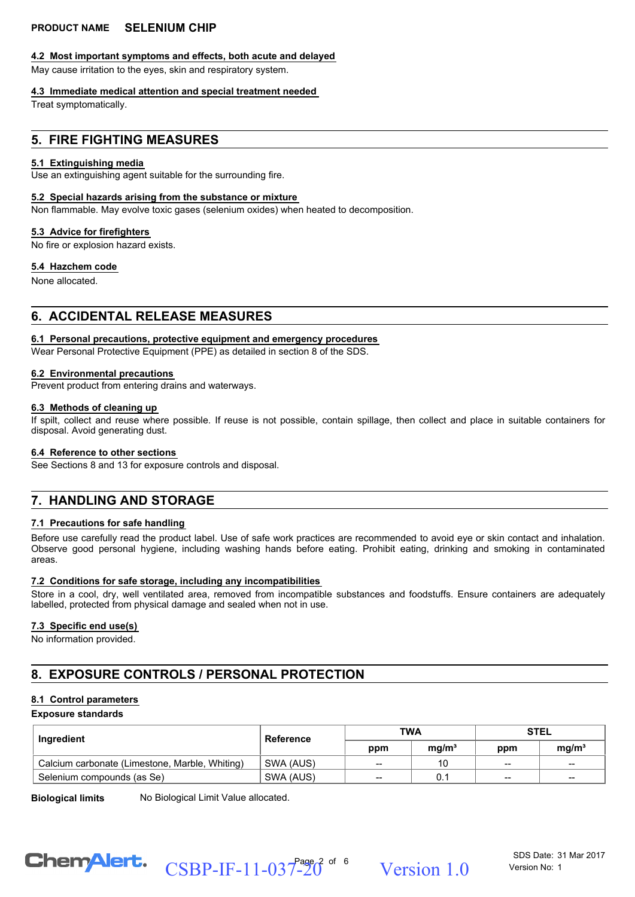### 4.2 Most important symptoms and effects, both acute and delayed

May cause irritation to the eyes, skin and respiratory system.

### 4.3 Immediate medical attention and special treatment needed

Treat symptomatically.

## 5. FIRE FIGHTING MEASURES

### 5.1 Extinguishing media

Use an extinguishing agent suitable for the surrounding fire.

### 5.2 Special hazards arising from the substance or mixture

Non flammable. May evolve toxic gases (selenium oxides) when heated to decomposition.

### 5.3 Advice for firefighters

No fire or explosion hazard exists.

### 5.4 Hazchem code

None allocated.

## 6. ACCIDENTAL RELEASE MEASURES

### 6.1 Personal precautions, protective equipment and emergency procedures

Wear Personal Protective Equipment (PPE) as detailed in section 8 of the SDS.

### 6.2 Environmental precautions

Prevent product from entering drains and waterways.

### 6.3 Methods of cleaning up

If spilt, collect and reuse where possible. If reuse is not possible, contain spillage, then collect and place in suitable containers for disposal. Avoid generating dust.

### 6.4 Reference to other sections

See Sections 8 and 13 for exposure controls and disposal.

## 7. HANDLING AND STORAGE

### 7.1 Precautions for safe handling

Before use carefully read the product label. Use of safe work practices are recommended to avoid eye or skin contact and inhalation. Observe good personal hygiene, including washing hands before eating. Prohibit eating, drinking and smoking in contaminated areas.

### 7.2 Conditions for safe storage, including any incompatibilities

Store in a cool, dry, well ventilated area, removed from incompatible substances and foodstuffs. Ensure containers are adequately labelled, protected from physical damage and sealed when not in use.

### 7.3 Specific end use(s)

No information provided.

## 8. EXPOSURE CONTROLS / PERSONAL PROTECTION

### 8.1 Control parameters

**Exposure standards**

| Ingredient | Reference | TWA | | STEL | |
|---|---|---|---|---|---|
| | | ppm | mg/m³ | ppm | mg/m³ |
| Calcium carbonate (Limestone, Marble, Whiting) | SWA (AUS) | -- | 10 | -- | -- |
| Selenium compounds (as Se) | SWA (AUS) | -- | 0.1 | -- | -- |

**Biological limits** No Biological Limit Value allocated.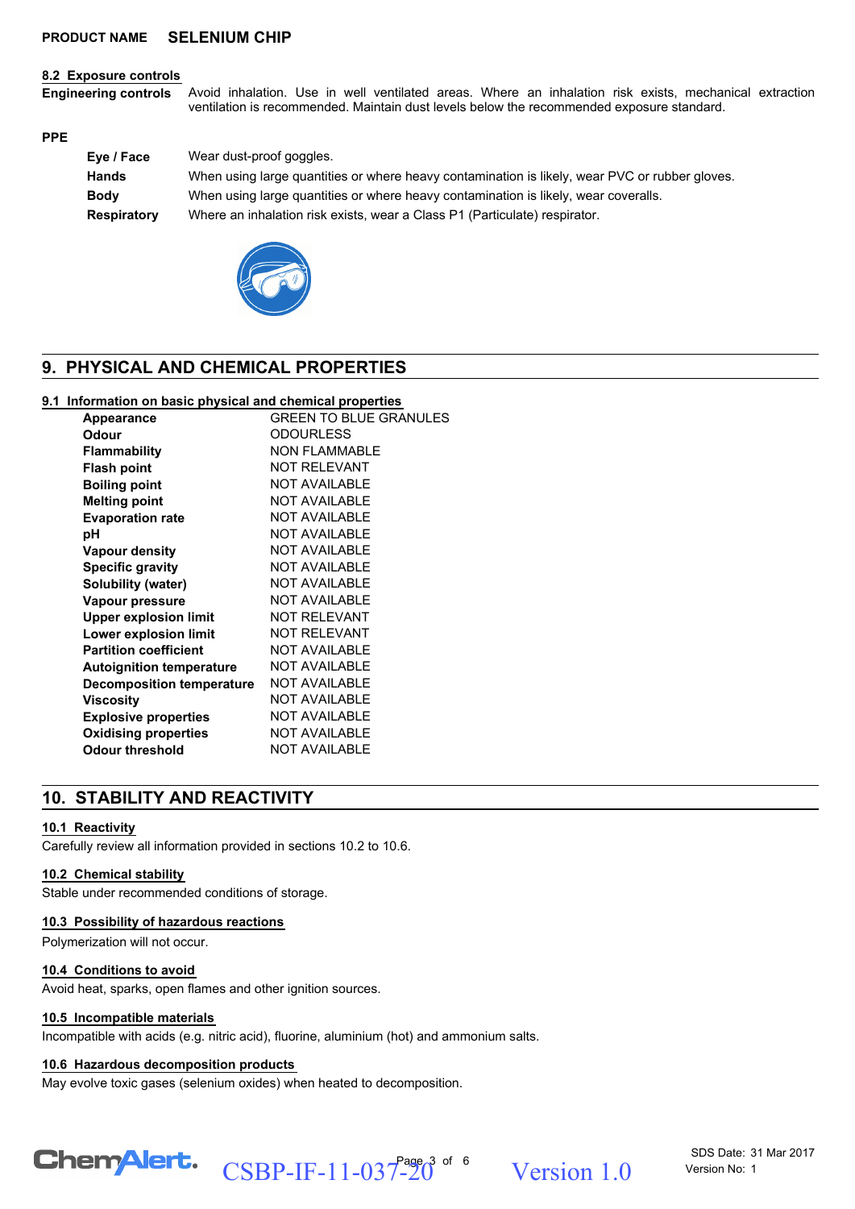**PRODUCT NAME** **SELENIUM CHIP**

### 8.2 Exposure controls

| | |
|---|---|
| **Engineering controls** | Avoid inhalation. Use in well ventilated areas. Where an inhalation risk exists, mechanical extraction ventilation is recommended. Maintain dust levels below the recommended exposure standard. |

**PPE**

| | |
|---|---|
| **Eye / Face** | Wear dust-proof goggles. |
| **Hands** | When using large quantities or where heavy contamination is likely, wear PVC or rubber gloves. |
| **Body** | When using large quantities or where heavy contamination is likely, wear coveralls. |
| **Respiratory** | Where an inhalation risk exists, wear a Class P1 (Particulate) respirator. |

## 9. PHYSICAL AND CHEMICAL PROPERTIES

### 9.1 Information on basic physical and chemical properties

| | |
|---|---|
| **Appearance** | GREEN TO BLUE GRANULES |
| **Odour** | ODOURLESS |
| **Flammability** | NON FLAMMABLE |
| **Flash point** | NOT RELEVANT |
| **Boiling point** | NOT AVAILABLE |
| **Melting point** | NOT AVAILABLE |
| **Evaporation rate** | NOT AVAILABLE |
| **pH** | NOT AVAILABLE |
| **Vapour density** | NOT AVAILABLE |
| **Specific gravity** | NOT AVAILABLE |
| **Solubility (water)** | NOT AVAILABLE |
| **Vapour pressure** | NOT AVAILABLE |
| **Upper explosion limit** | NOT RELEVANT |
| **Lower explosion limit** | NOT RELEVANT |
| **Partition coefficient** | NOT AVAILABLE |
| **Autoignition temperature** | NOT AVAILABLE |
| **Decomposition temperature** | NOT AVAILABLE |
| **Viscosity** | NOT AVAILABLE |
| **Explosive properties** | NOT AVAILABLE |
| **Oxidising properties** | NOT AVAILABLE |
| **Odour threshold** | NOT AVAILABLE |

## 10. STABILITY AND REACTIVITY

### 10.1 Reactivity

Carefully review all information provided in sections 10.2 to 10.6.

### 10.2 Chemical stability

Stable under recommended conditions of storage.

### 10.3 Possibility of hazardous reactions

Polymerization will not occur.

### 10.4 Conditions to avoid

Avoid heat, sparks, open flames and other ignition sources.

### 10.5 Incompatible materials

Incompatible with acids (e.g. nitric acid), fluorine, aluminium (hot) and ammonium salts.

### 10.6 Hazardous decomposition products

May evolve toxic gases (selenium oxides) when heated to decomposition.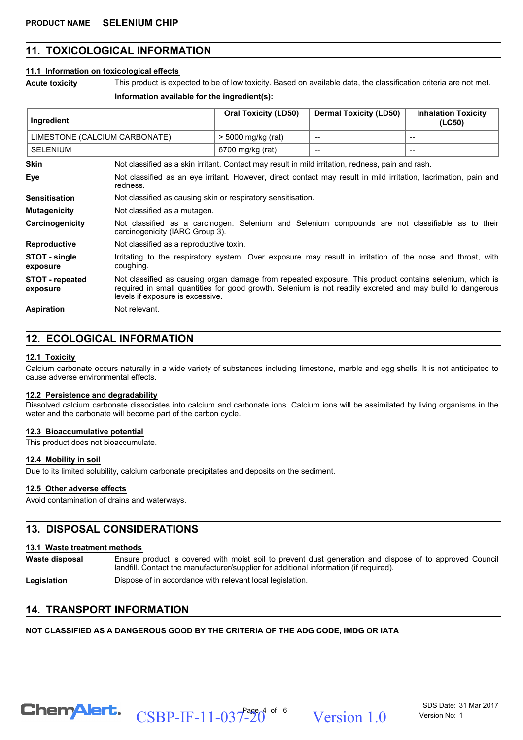**PRODUCT NAME** **SELENIUM CHIP**

## 11. TOXICOLOGICAL INFORMATION

### 11.1 Information on toxicological effects

**Acute toxicity** This product is expected to be of low toxicity. Based on available data, the classification criteria are not met.

**Information available for the ingredient(s):**

| Ingredient | Oral Toxicity (LD50) | Dermal Toxicity (LD50) | Inhalation Toxicity (LC50) |
|---|---|---|---|
| LIMESTONE (CALCIUM CARBONATE) | > 5000 mg/kg (rat) | -- | -- |
| SELENIUM | 6700 mg/kg (rat) | -- | -- |

**Skin** Not classified as a skin irritant. Contact may result in mild irritation, redness, pain and rash.

**Eye** Not classified as an eye irritant. However, direct contact may result in mild irritation, lacrimation, pain and redness.

**Sensitisation** Not classified as causing skin or respiratory sensitisation.

**Mutagenicity** Not classified as a mutagen.

**Carcinogenicity** Not classified as a carcinogen. Selenium and Selenium compounds are not classifiable as to their carcinogenicity (IARC Group 3).

**Reproductive** Not classified as a reproductive toxin.

**STOT - single exposure** Irritating to the respiratory system. Over exposure may result in irritation of the nose and throat, with coughing.

**STOT - repeated exposure** Not classified as causing organ damage from repeated exposure. This product contains selenium, which is required in small quantities for good growth. Selenium is not readily excreted and may build to dangerous levels if exposure is excessive.

**Aspiration** Not relevant.

## 12. ECOLOGICAL INFORMATION

### 12.1 Toxicity

Calcium carbonate occurs naturally in a wide variety of substances including limestone, marble and egg shells. It is not anticipated to cause adverse environmental effects.

### 12.2 Persistence and degradability

Dissolved calcium carbonate dissociates into calcium and carbonate ions. Calcium ions will be assimilated by living organisms in the water and the carbonate will become part of the carbon cycle.

### 12.3 Bioaccumulative potential

This product does not bioaccumulate.

### 12.4 Mobility in soil

Due to its limited solubility, calcium carbonate precipitates and deposits on the sediment.

### 12.5 Other adverse effects

Avoid contamination of drains and waterways.

## 13. DISPOSAL CONSIDERATIONS

### 13.1 Waste treatment methods

**Waste disposal** Ensure product is covered with moist soil to prevent dust generation and dispose of to approved Council landfill. Contact the manufacturer/supplier for additional information (if required).

**Legislation** Dispose of in accordance with relevant local legislation.

## 14. TRANSPORT INFORMATION

**NOT CLASSIFIED AS A DANGEROUS GOOD BY THE CRITERIA OF THE ADG CODE, IMDG OR IATA**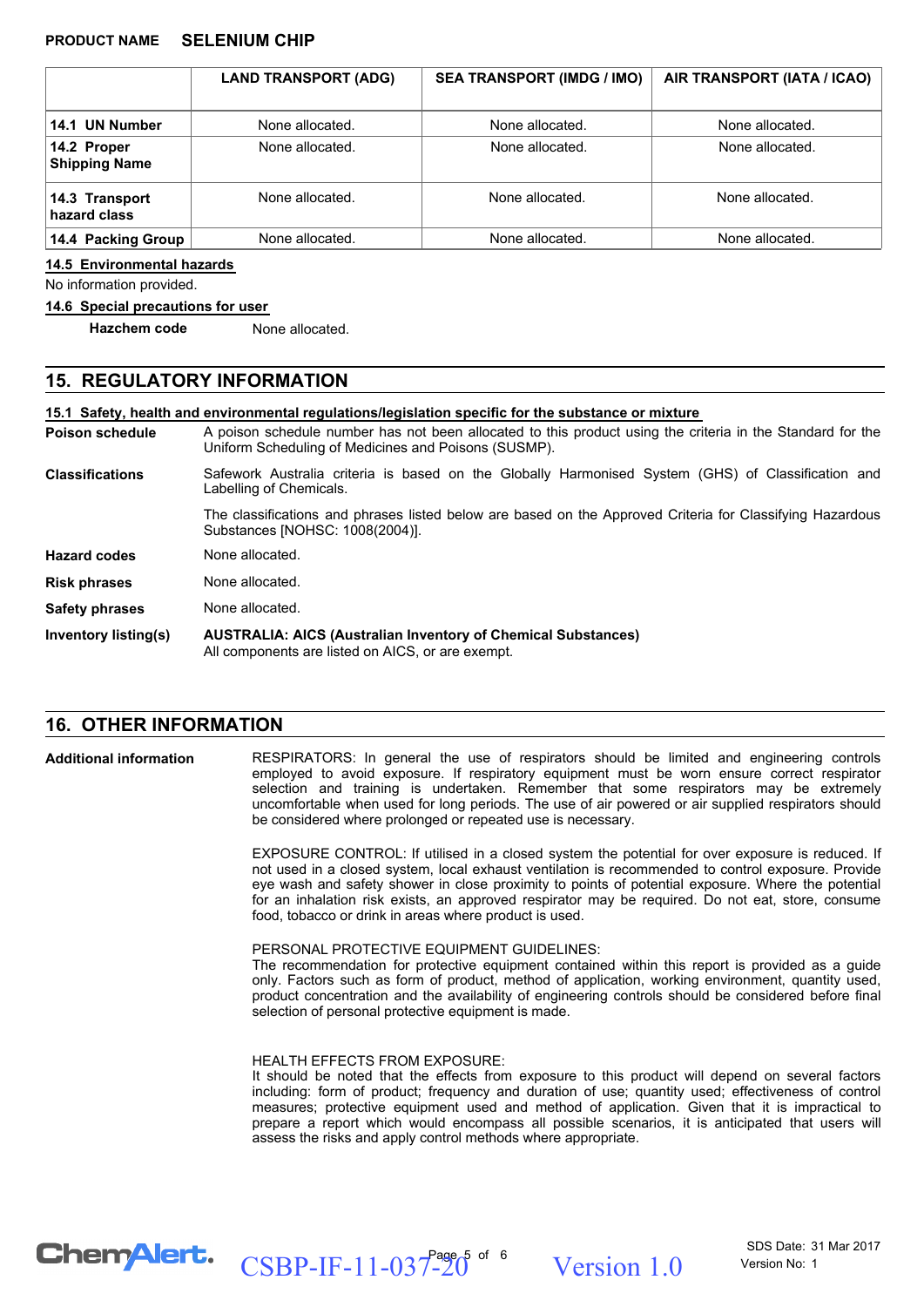|  | LAND TRANSPORT (ADG) | SEA TRANSPORT (IMDG / IMO) | AIR TRANSPORT (IATA / ICAO) |
|---|---|---|---|
| **14.1 UN Number** | None allocated. | None allocated. | None allocated. |
| **14.2 Proper Shipping Name** | None allocated. | None allocated. | None allocated. |
| **14.3 Transport hazard class** | None allocated. | None allocated. | None allocated. |
| **14.4 Packing Group** | None allocated. | None allocated. | None allocated. |

**14.5 Environmental hazards**

No information provided.

**14.6 Special precautions for user**

**Hazchem code** None allocated.

## 15. REGULATORY INFORMATION

**15.1 Safety, health and environmental regulations/legislation specific for the substance or mixture**

**Poison schedule** A poison schedule number has not been allocated to this product using the criteria in the Standard for the Uniform Scheduling of Medicines and Poisons (SUSMP).

**Classifications** Safework Australia criteria is based on the Globally Harmonised System (GHS) of Classification and Labelling of Chemicals.

The classifications and phrases listed below are based on the Approved Criteria for Classifying Hazardous Substances [NOHSC: 1008(2004)].

**Hazard codes** None allocated.

**Risk phrases** None allocated.

**Safety phrases** None allocated.

**Inventory listing(s)** **AUSTRALIA: AICS (Australian Inventory of Chemical Substances)**
All components are listed on AICS, or are exempt.

## 16. OTHER INFORMATION

**Additional information**

RESPIRATORS: In general the use of respirators should be limited and engineering controls employed to avoid exposure. If respiratory equipment must be worn ensure correct respirator selection and training is undertaken. Remember that some respirators may be extremely uncomfortable when used for long periods. The use of air powered or air supplied respirators should be considered where prolonged or repeated use is necessary.

EXPOSURE CONTROL: If utilised in a closed system the potential for over exposure is reduced. If not used in a closed system, local exhaust ventilation is recommended to control exposure. Provide eye wash and safety shower in close proximity to points of potential exposure. Where the potential for an inhalation risk exists, an approved respirator may be required. Do not eat, store, consume food, tobacco or drink in areas where product is used.

PERSONAL PROTECTIVE EQUIPMENT GUIDELINES:
The recommendation for protective equipment contained within this report is provided as a guide only. Factors such as form of product, method of application, working environment, quantity used, product concentration and the availability of engineering controls should be considered before final selection of personal protective equipment is made.

HEALTH EFFECTS FROM EXPOSURE:
It should be noted that the effects from exposure to this product will depend on several factors including: form of product; frequency and duration of use; quantity used; effectiveness of control measures; protective equipment used and method of application. Given that it is impractical to prepare a report which would encompass all possible scenarios, it is anticipated that users will assess the risks and apply control methods where appropriate.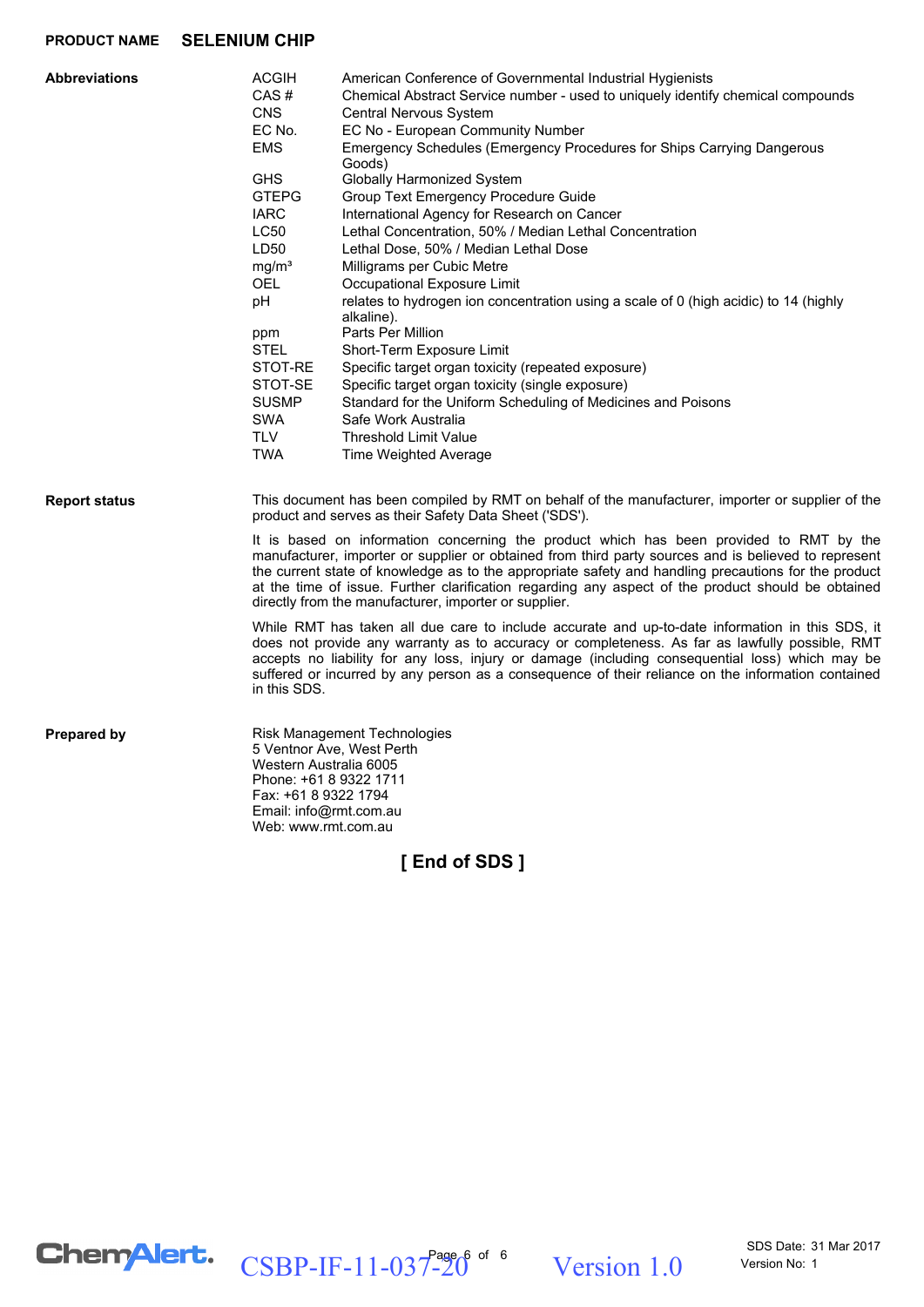**PRODUCT NAME** **SELENIUM CHIP**

**Abbreviations**

| | |
|---|---|
| ACGIH | American Conference of Governmental Industrial Hygienists |
| CAS # | Chemical Abstract Service number - used to uniquely identify chemical compounds |
| CNS | Central Nervous System |
| EC No. | EC No - European Community Number |
| EMS | Emergency Schedules (Emergency Procedures for Ships Carrying Dangerous Goods) |
| GHS | Globally Harmonized System |
| GTEPG | Group Text Emergency Procedure Guide |
| IARC | International Agency for Research on Cancer |
| LC50 | Lethal Concentration, 50% / Median Lethal Concentration |
| LD50 | Lethal Dose, 50% / Median Lethal Dose |
| $mg/m^3$ | Milligrams per Cubic Metre |
| OEL | Occupational Exposure Limit |
| pH | relates to hydrogen ion concentration using a scale of 0 (high acidic) to 14 (highly alkaline). |
| ppm | Parts Per Million |
| STEL | Short-Term Exposure Limit |
| STOT-RE | Specific target organ toxicity (repeated exposure) |
| STOT-SE | Specific target organ toxicity (single exposure) |
| SUSMP | Standard for the Uniform Scheduling of Medicines and Poisons |
| SWA | Safe Work Australia |
| TLV | Threshold Limit Value |
| TWA | Time Weighted Average |

**Report status**

This document has been compiled by RMT on behalf of the manufacturer, importer or supplier of the product and serves as their Safety Data Sheet ('SDS').

It is based on information concerning the product which has been provided to RMT by the manufacturer, importer or supplier or obtained from third party sources and is believed to represent the current state of knowledge as to the appropriate safety and handling precautions for the product at the time of issue. Further clarification regarding any aspect of the product should be obtained directly from the manufacturer, importer or supplier.

While RMT has taken all due care to include accurate and up-to-date information in this SDS, it does not provide any warranty as to accuracy or completeness. As far as lawfully possible, RMT accepts no liability for any loss, injury or damage (including consequential loss) which may be suffered or incurred by any person as a consequence of their reliance on the information contained in this SDS.

**Prepared by**

Risk Management Technologies
5 Ventnor Ave, West Perth
Western Australia 6005
Phone: +61 8 9322 1711
Fax: +61 8 9322 1794
Email: info@rmt.com.au
Web: www.rmt.com.au

**[ End of SDS ]**

CSBP-IF-11-037-20 Version 1.0

SDS Date: 31 Mar 2017
Version No: 1